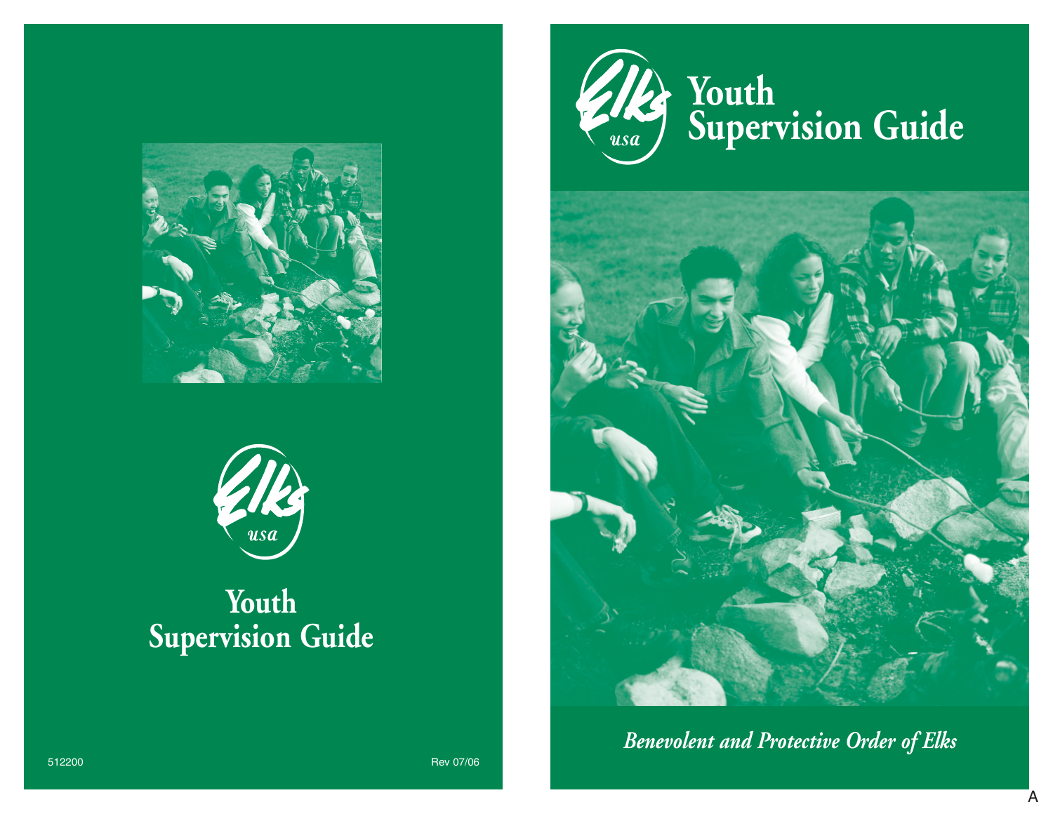# Youth Supervision Guide

512200

Rev 07/06

# Youth Supervision Guide

*Benevolent and Protective Order of Elks*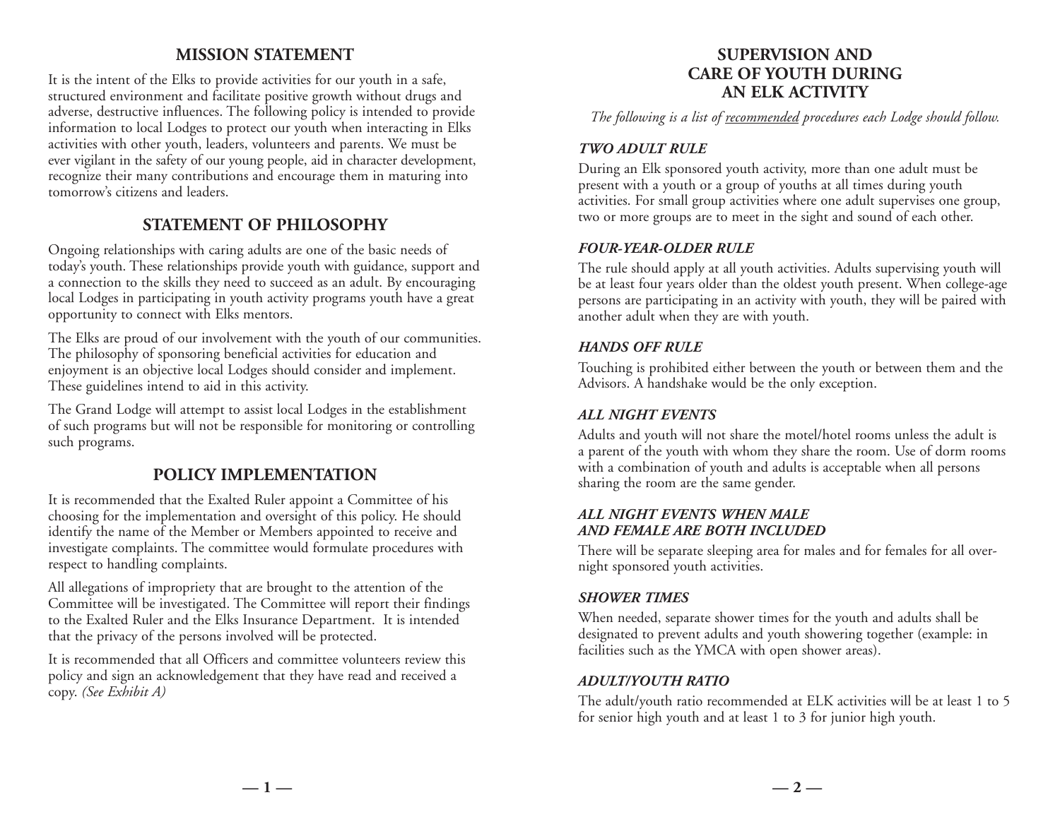## MISSION STATEMENT

It is the intent of the Elks to provide activities for our youth in a safe, structured environment and facilitate positive growth without drugs and adverse, destructive influences. The following policy is intended to provide information to local Lodges to protect our youth when interacting in Elks activities with other youth, leaders, volunteers and parents. We must be ever vigilant in the safety of our young people, aid in character development, recognize their many contributions and encourage them in maturing into tomorrow's citizens and leaders.

## STATEMENT OF PHILOSOPHY

Ongoing relationships with caring adults are one of the basic needs of today's youth. These relationships provide youth with guidance, support and a connection to the skills they need to succeed as an adult. By encouraging local Lodges in participating in youth activity programs youth have a great opportunity to connect with Elks mentors.

The Elks are proud of our involvement with the youth of our communities. The philosophy of sponsoring beneficial activities for education and enjoyment is an objective local Lodges should consider and implement. These guidelines intend to aid in this activity.

The Grand Lodge will attempt to assist local Lodges in the establishment of such programs but will not be responsible for monitoring or controlling such programs.

## POLICY IMPLEMENTATION

It is recommended that the Exalted Ruler appoint a Committee of his choosing for the implementation and oversight of this policy. He should identify the name of the Member or Members appointed to receive and investigate complaints. The committee would formulate procedures with respect to handling complaints.

All allegations of impropriety that are brought to the attention of the Committee will be investigated. The Committee will report their findings to the Exalted Ruler and the Elks Insurance Department. It is intended that the privacy of the persons involved will be protected.

It is recommended that all Officers and committee volunteers review this policy and sign an acknowledgement that they have read and received a copy. *(See Exhibit A)*

## SUPERVISION AND CARE OF YOUTH DURING AN ELK ACTIVITY

*The following is a list of recommended procedures each Lodge should follow.*

### *TWO ADULT RULE*

During an Elk sponsored youth activity, more than one adult must be present with a youth or a group of youths at all times during youth activities. For small group activities where one adult supervises one group, two or more groups are to meet in the sight and sound of each other.

### *FOUR-YEAR-OLDER RULE*

The rule should apply at all youth activities. Adults supervising youth will be at least four years older than the oldest youth present. When college-age persons are participating in an activity with youth, they will be paired with another adult when they are with youth.

### *HANDS OFF RULE*

Touching is prohibited either between the youth or between them and the Advisors. A handshake would be the only exception.

### *ALL NIGHT EVENTS*

Adults and youth will not share the motel/hotel rooms unless the adult is a parent of the youth with whom they share the room. Use of dorm rooms with a combination of youth and adults is acceptable when all persons sharing the room are the same gender.

### *ALL NIGHT EVENTS WHEN MALE AND FEMALE ARE BOTH INCLUDED*

There will be separate sleeping area for males and for females for all overnight sponsored youth activities.

### *SHOWER TIMES*

When needed, separate shower times for the youth and adults shall be designated to prevent adults and youth showering together (example: in facilities such as the YMCA with open shower areas).

### *ADULT/YOUTH RATIO*

The adult/youth ratio recommended at ELK activities will be at least 1 to 5 for senior high youth and at least 1 to 3 for junior high youth.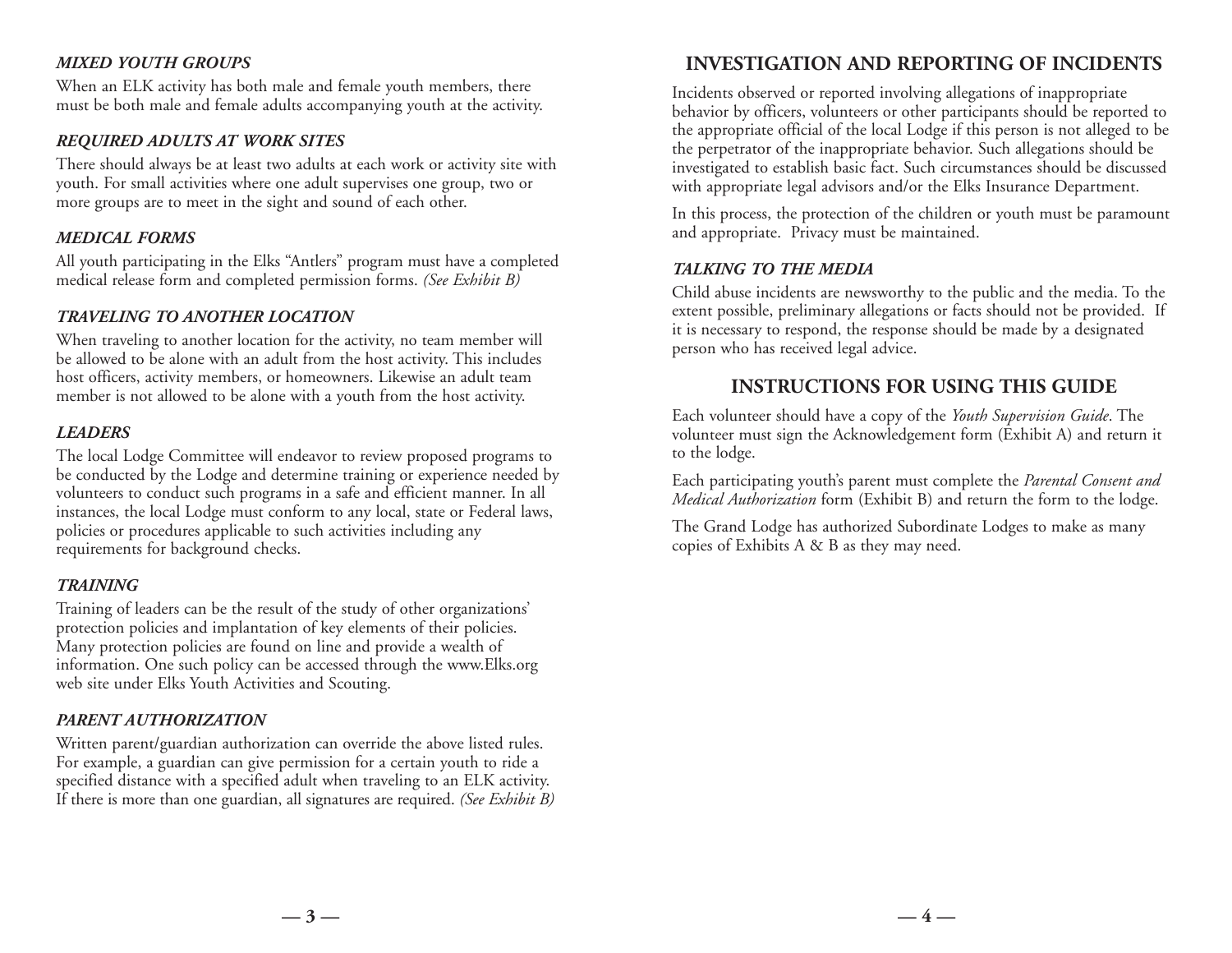### *MIXED YOUTH GROUPS*

When an ELK activity has both male and female youth members, there must be both male and female adults accompanying youth at the activity.

### *REQUIRED ADULTS AT WORK SITES*

There should always be at least two adults at each work or activity site with youth. For small activities where one adult supervises one group, two or more groups are to meet in the sight and sound of each other.

### *MEDICAL FORMS*

All youth participating in the Elks "Antlers" program must have a completed medical release form and completed permission forms. *(See Exhibit B)*

### *TRAVELING TO ANOTHER LOCATION*

When traveling to another location for the activity, no team member will be allowed to be alone with an adult from the host activity. This includes host officers, activity members, or homeowners. Likewise an adult team member is not allowed to be alone with a youth from the host activity.

### *LEADERS*

The local Lodge Committee will endeavor to review proposed programs to be conducted by the Lodge and determine training or experience needed by volunteers to conduct such programs in a safe and efficient manner. In all instances, the local Lodge must conform to any local, state or Federal laws, policies or procedures applicable to such activities including any requirements for background checks.

### *TRAINING*

Training of leaders can be the result of the study of other organizations' protection policies and implantation of key elements of their policies. Many protection policies are found on line and provide a wealth of information. One such policy can be accessed through the www.Elks.org web site under Elks Youth Activities and Scouting.

### *PARENT AUTHORIZATION*

Written parent/guardian authorization can override the above listed rules. For example, a guardian can give permission for a certain youth to ride a specified distance with a specified adult when traveling to an ELK activity. If there is more than one guardian, all signatures are required. *(See Exhibit B)*

## INVESTIGATION AND REPORTING OF INCIDENTS

Incidents observed or reported involving allegations of inappropriate behavior by officers, volunteers or other participants should be reported to the appropriate official of the local Lodge if this person is not alleged to be the perpetrator of the inappropriate behavior. Such allegations should be investigated to establish basic fact. Such circumstances should be discussed with appropriate legal advisors and/or the Elks Insurance Department.

In this process, the protection of the children or youth must be paramount and appropriate. Privacy must be maintained.

### *TALKING TO THE MEDIA*

Child abuse incidents are newsworthy to the public and the media. To the extent possible, preliminary allegations or facts should not be provided. If it is necessary to respond, the response should be made by a designated person who has received legal advice.

## INSTRUCTIONS FOR USING THIS GUIDE

Each volunteer should have a copy of the *Youth Supervision Guide*. The volunteer must sign the Acknowledgement form (Exhibit A) and return it to the lodge.

Each participating youth's parent must complete the *Parental Consent and Medical Authorization* form (Exhibit B) and return the form to the lodge.

The Grand Lodge has authorized Subordinate Lodges to make as many copies of Exhibits A & B as they may need.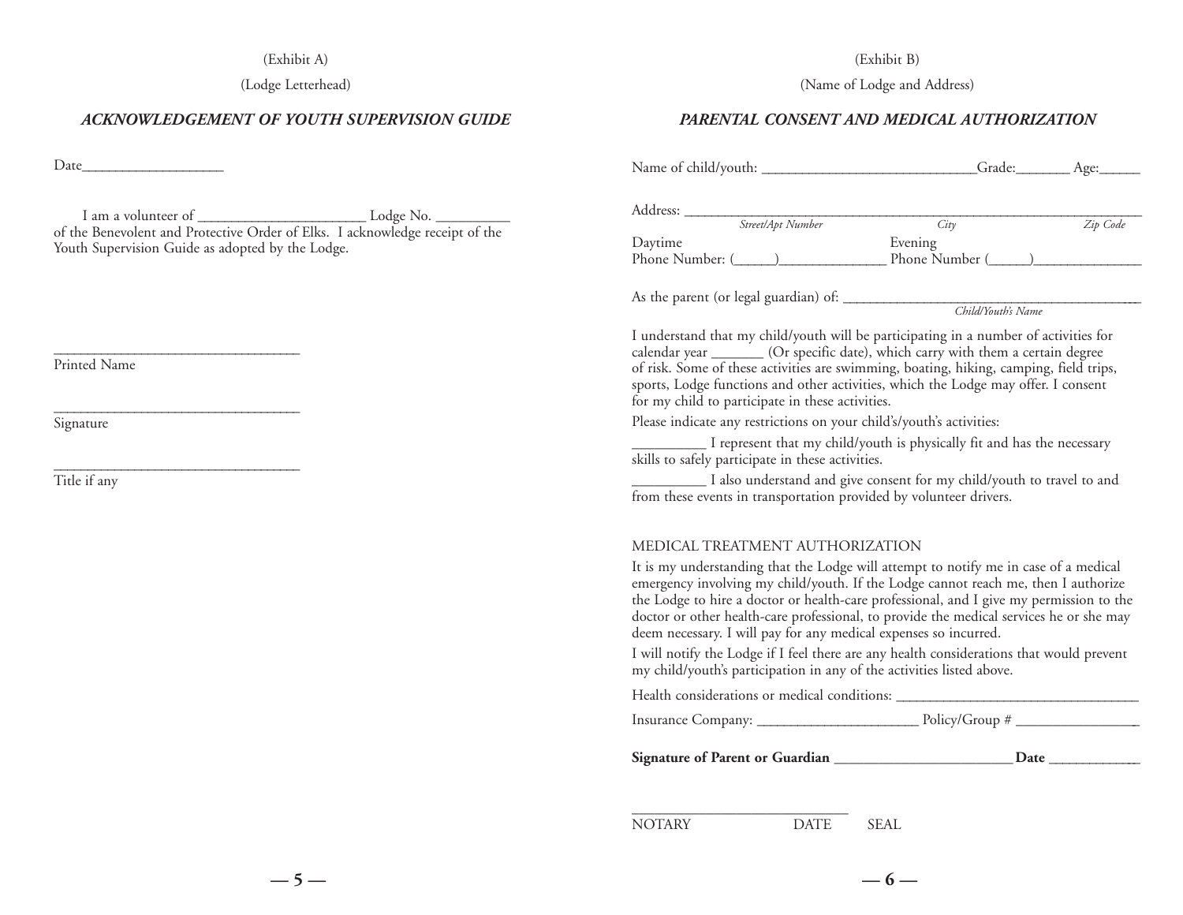(Exhibit A)

(Lodge Letterhead)

***ACKNOWLEDGEMENT OF YOUTH SUPERVISION GUIDE***

Date___________________

I am a volunteer of ______________________ Lodge No. __________ of the Benevolent and Protective Order of Elks. I acknowledge receipt of the Youth Supervision Guide as adopted by the Lodge.

__________________________________
Printed Name

__________________________________
Signature

__________________________________
Title if any

(Exhibit B)

(Name of Lodge and Address)

***PARENTAL CONSENT AND MEDICAL AUTHORIZATION***

Name of child/youth: ______________________________Grade:_______ Age:______

Address: ________________________________________________________________
*Street/Apt Number* *City* *Zip Code*

Daytime Phone Number: (______)______________ Evening Phone Number (______)______________

As the parent (or legal guardian) of: ___________________________________________
*Child/Youth's Name*

I understand that my child/youth will be participating in a number of activities for calendar year _______ (Or specific date), which carry with them a certain degree of risk. Some of these activities are swimming, boating, hiking, camping, field trips, sports, Lodge functions and other activities, which the Lodge may offer. I consent for my child to participate in these activities.

Please indicate any restrictions on your child's/youth's activities:

__________ I represent that my child/youth is physically fit and has the necessary skills to safely participate in these activities.

__________ I also understand and give consent for my child/youth to travel to and from these events in transportation provided by volunteer drivers.

MEDICAL TREATMENT AUTHORIZATION

It is my understanding that the Lodge will attempt to notify me in case of a medical emergency involving my child/youth. If the Lodge cannot reach me, then I authorize the Lodge to hire a doctor or health-care professional, and I give my permission to the doctor or other health-care professional, to provide the medical services he or she may deem necessary. I will pay for any medical expenses so incurred.

I will notify the Lodge if I feel there are any health considerations that would prevent my child/youth's participation in any of the activities listed above.

Health considerations or medical conditions: __________________________________

Insurance Company: ______________________ Policy/Group # _________________

**Signature of Parent or Guardian** ________________________ **Date** _____________

____________________________
NOTARY DATE SEAL